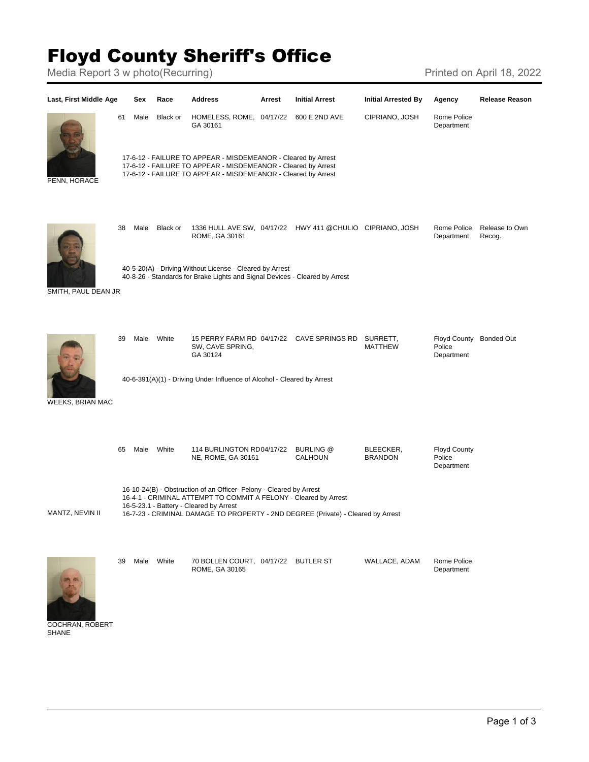# Floyd County Sheriff's Office

Media Report 3 w photo(Recurring)

Printed on April 18, 2022

| Last, First Middle | Age | Sex | Race | Address | Arrest | Initial Arrest | Initial Arrested By | Agency | Release Reason |
|---|---|---|---|---|---|---|---|---|---|
| PENN, HORACE | 61 | Male | Black or | HOMELESS, ROME, GA 30161 | 04/17/22 | 600 E 2ND AVE | CIPRIANO, JOSH | Rome Police Department | |
| | 17-6-12 - FAILURE TO APPEAR - MISDEMEANOR - Cleared by Arrest<br>17-6-12 - FAILURE TO APPEAR - MISDEMEANOR - Cleared by Arrest<br>17-6-12 - FAILURE TO APPEAR - MISDEMEANOR - Cleared by Arrest | | | | | | | | |
| SMITH, PAUL DEAN JR | 38 | Male | Black or | 1336 HULL AVE SW, ROME, GA 30161 | 04/17/22 | HWY 411 @CHULIO | CIPRIANO, JOSH | Rome Police Department | Release to Own Recog. |
| | 40-5-20(A) - Driving Without License - Cleared by Arrest<br>40-8-26 - Standards for Brake Lights and Signal Devices - Cleared by Arrest | | | | | | | | |
| WEEKS, BRIAN MAC | 39 | Male | White | 15 PERRY FARM RD SW, CAVE SPRING, GA 30124 | 04/17/22 | CAVE SPRINGS RD | SURRETT, MATTHEW | Floyd County Police Department | Bonded Out |
| | 40-6-391(A)(1) - Driving Under Influence of Alcohol - Cleared by Arrest | | | | | | | | |
| MANTZ, NEVIN II | 65 | Male | White | 114 BURLINGTON RD NE, ROME, GA 30161 | 04/17/22 | BURLING @ CALHOUN | BLEECKER, BRANDON | Floyd County Police Department | |
| | 16-10-24(B) - Obstruction of an Officer- Felony - Cleared by Arrest<br>16-4-1 - CRIMINAL ATTEMPT TO COMMIT A FELONY - Cleared by Arrest<br>16-5-23.1 - Battery - Cleared by Arrest<br>16-7-23 - CRIMINAL DAMAGE TO PROPERTY - 2ND DEGREE (Private) - Cleared by Arrest | | | | | | | | |
| COCHRAN, ROBERT SHANE | 39 | Male | White | 70 BOLLEN COURT, ROME, GA 30165 | 04/17/22 | BUTLER ST | WALLACE, ADAM | Rome Police Department | |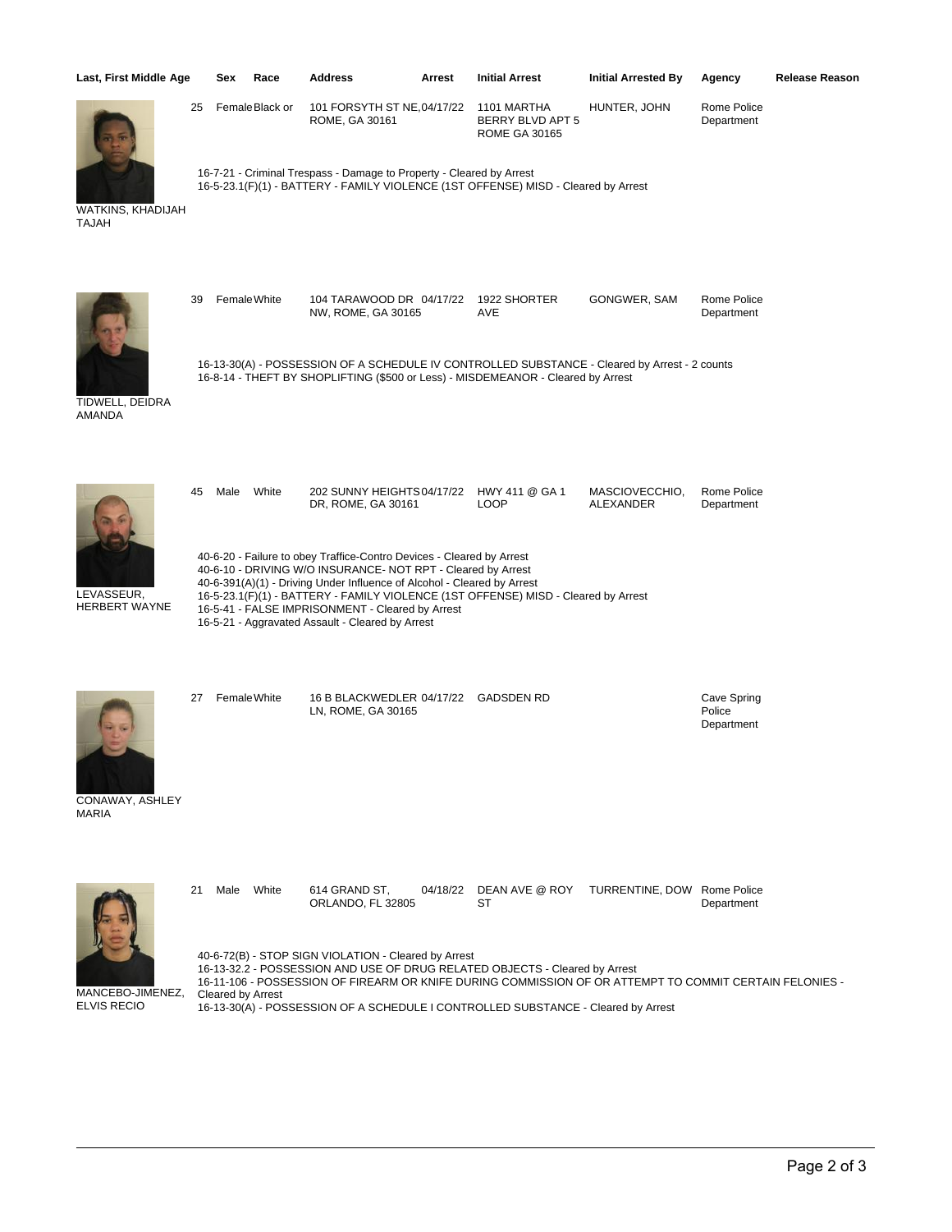| Last, First Middle | Age | Sex | Race | Address | Arrest | Initial Arrest | Initial Arrested By | Agency | Release Reason |
|---|---|---|---|---|---|---|---|---|---|
| WATKINS, KHADIJAH TAJAH | 25 | Female | Black or | 101 FORSYTH ST NE, ROME, GA 30161 | 04/17/22 | 1101 MARTHA BERRY BLVD APT 5 ROME GA 30165 | HUNTER, JOHN | Rome Police Department | |
| TIDWELL, DEIDRA AMANDA | 39 | Female | White | 104 TARAWOOD DR NW, ROME, GA 30165 | 04/17/22 | 1922 SHORTER AVE | GONGWER, SAM | Rome Police Department | |
| LEVASSEUR, HERBERT WAYNE | 45 | Male | White | 202 SUNNY HEIGHTS DR, ROME, GA 30161 | 04/17/22 | HWY 411 @ GA 1 LOOP | MASCIOVECCHIO, ALEXANDER | Rome Police Department | |
| CONAWAY, ASHLEY MARIA | 27 | Female | White | 16 B BLACKWEDLER LN, ROME, GA 30165 | 04/17/22 | GADSDEN RD | | Cave Spring Police Department | |
| MANCEBO-JIMENEZ, ELVIS RECIO | 21 | Male | White | 614 GRAND ST, ORLANDO, FL 32805 | 04/18/22 | DEAN AVE @ ROY ST | TURRENTINE, DOW | Rome Police Department | |

**WATKINS, KHADIJAH TAJAH**

16-7-21 - Criminal Trespass - Damage to Property - Cleared by Arrest
16-5-23.1(F)(1) - BATTERY - FAMILY VIOLENCE (1ST OFFENSE) MISD - Cleared by Arrest

**TIDWELL, DEIDRA AMANDA**

16-13-30(A) - POSSESSION OF A SCHEDULE IV CONTROLLED SUBSTANCE - Cleared by Arrest - 2 counts
16-8-14 - THEFT BY SHOPLIFTING ($500 or Less) - MISDEMEANOR - Cleared by Arrest

**LEVASSEUR, HERBERT WAYNE**

40-6-20 - Failure to obey Traffice-Contro Devices - Cleared by Arrest
40-6-10 - DRIVING W/O INSURANCE- NOT RPT - Cleared by Arrest
40-6-391(A)(1) - Driving Under Influence of Alcohol - Cleared by Arrest
16-5-23.1(F)(1) - BATTERY - FAMILY VIOLENCE (1ST OFFENSE) MISD - Cleared by Arrest
16-5-41 - FALSE IMPRISONMENT - Cleared by Arrest
16-5-21 - Aggravated Assault - Cleared by Arrest

**CONAWAY, ASHLEY MARIA**

**MANCEBO-JIMENEZ, ELVIS RECIO**

40-6-72(B) - STOP SIGN VIOLATION - Cleared by Arrest
16-13-32.2 - POSSESSION AND USE OF DRUG RELATED OBJECTS - Cleared by Arrest
16-11-106 - POSSESSION OF FIREARM OR KNIFE DURING COMMISSION OF OR ATTEMPT TO COMMIT CERTAIN FELONIES - Cleared by Arrest
16-13-30(A) - POSSESSION OF A SCHEDULE I CONTROLLED SUBSTANCE - Cleared by Arrest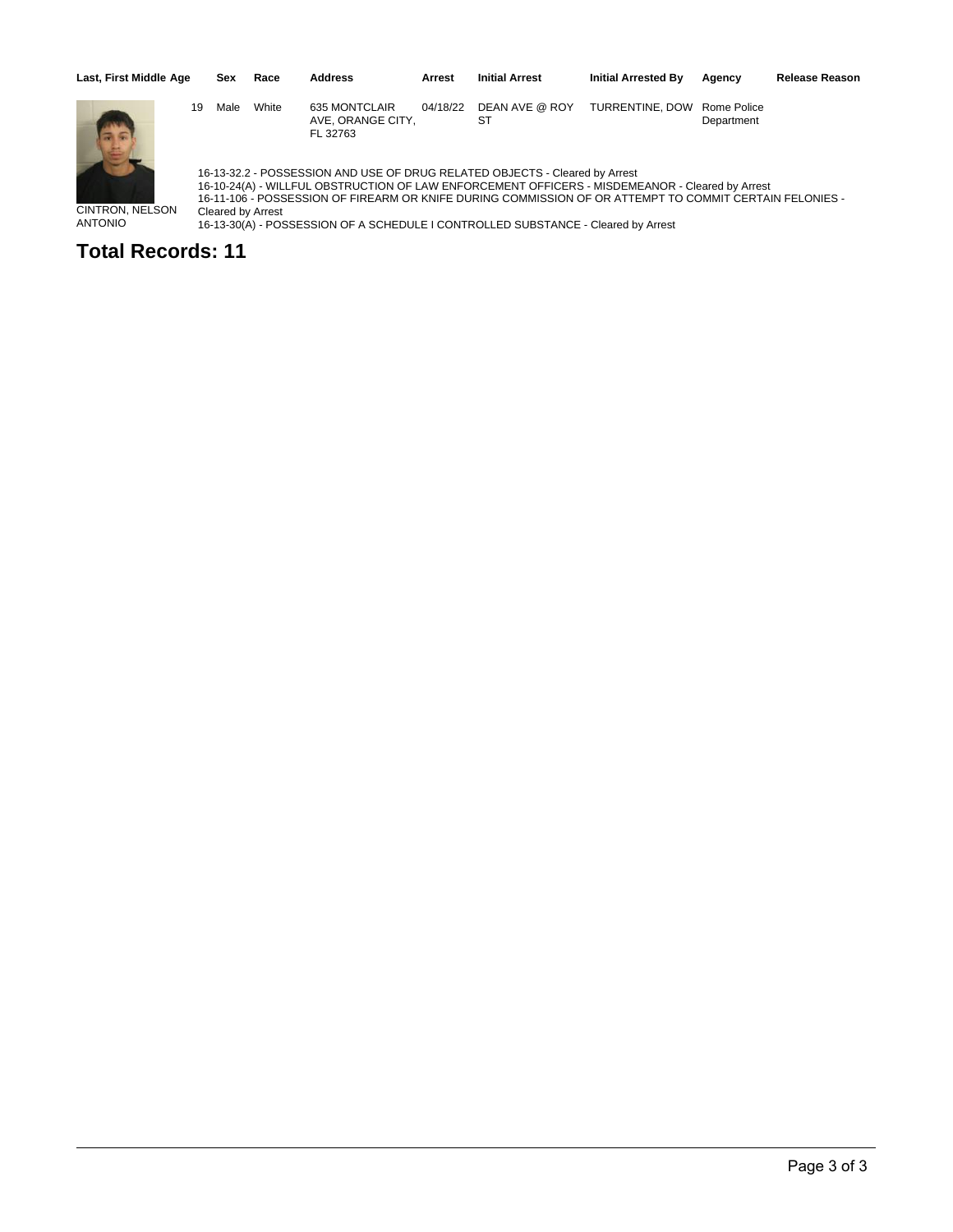| Last, First Middle | Age | Sex | Race | Address | Arrest | Initial Arrest | Initial Arrested By | Agency | Release Reason |
| --- | --- | --- | --- | --- | --- | --- | --- | --- | --- |
| CINTRON, NELSON ANTONIO | 19 | Male | White | 635 MONTCLAIR AVE, ORANGE CITY, FL 32763 | 04/18/22 | DEAN AVE @ ROY ST | TURRENTINE, DOW | Rome Police Department | |

16-13-32.2 - POSSESSION AND USE OF DRUG RELATED OBJECTS - Cleared by Arrest
16-10-24(A) - WILLFUL OBSTRUCTION OF LAW ENFORCEMENT OFFICERS - MISDEMEANOR - Cleared by Arrest
16-11-106 - POSSESSION OF FIREARM OR KNIFE DURING COMMISSION OF OR ATTEMPT TO COMMIT CERTAIN FELONIES - Cleared by Arrest
16-13-30(A) - POSSESSION OF A SCHEDULE I CONTROLLED SUBSTANCE - Cleared by Arrest

## Total Records: 11